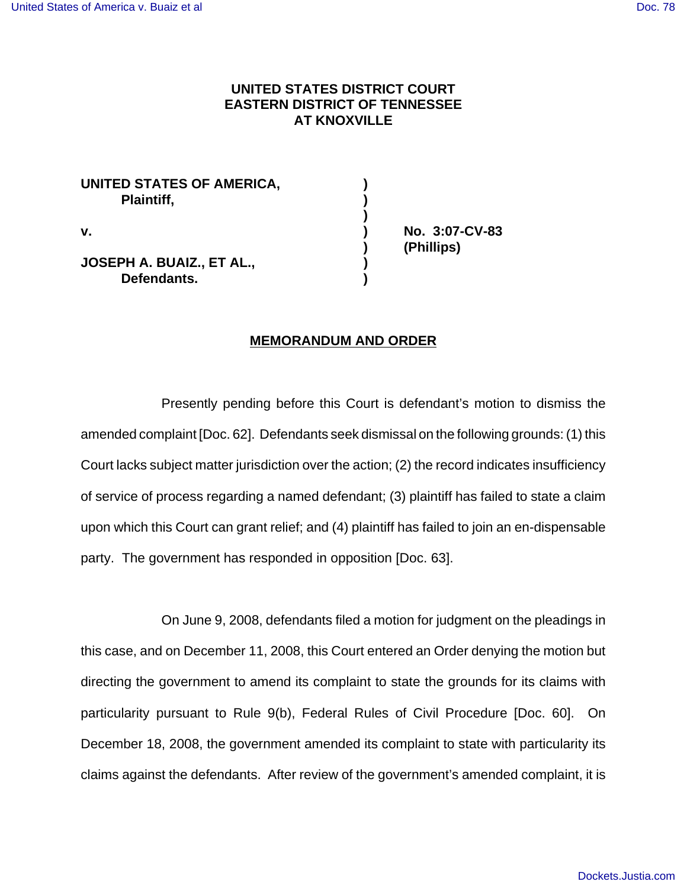**UNITED STATES DISTRICT COURT**
**EASTERN DISTRICT OF TENNESSEE**
**AT KNOXVILLE**

| | | |
|---|---|---|
| **UNITED STATES OF AMERICA,** | **)** | |
| **Plaintiff,** | **)** | |
| | **)** | |
| **v.** | **)** | **No. 3:07-CV-83** |
| | **)** | **(Phillips)** |
| **JOSEPH A. BUAIZ., ET AL.,** | **)** | |
| **Defendants.** | **)** | |

## MEMORANDUM AND ORDER

Presently pending before this Court is defendant's motion to dismiss the amended complaint [Doc. 62]. Defendants seek dismissal on the following grounds: (1) this Court lacks subject matter jurisdiction over the action; (2) the record indicates insufficiency of service of process regarding a named defendant; (3) plaintiff has failed to state a claim upon which this Court can grant relief; and (4) plaintiff has failed to join an en-dispensable party. The government has responded in opposition [Doc. 63].

On June 9, 2008, defendants filed a motion for judgment on the pleadings in this case, and on December 11, 2008, this Court entered an Order denying the motion but directing the government to amend its complaint to state the grounds for its claims with particularity pursuant to Rule 9(b), Federal Rules of Civil Procedure [Doc. 60]. On December 18, 2008, the government amended its complaint to state with particularity its claims against the defendants. After review of the government's amended complaint, it is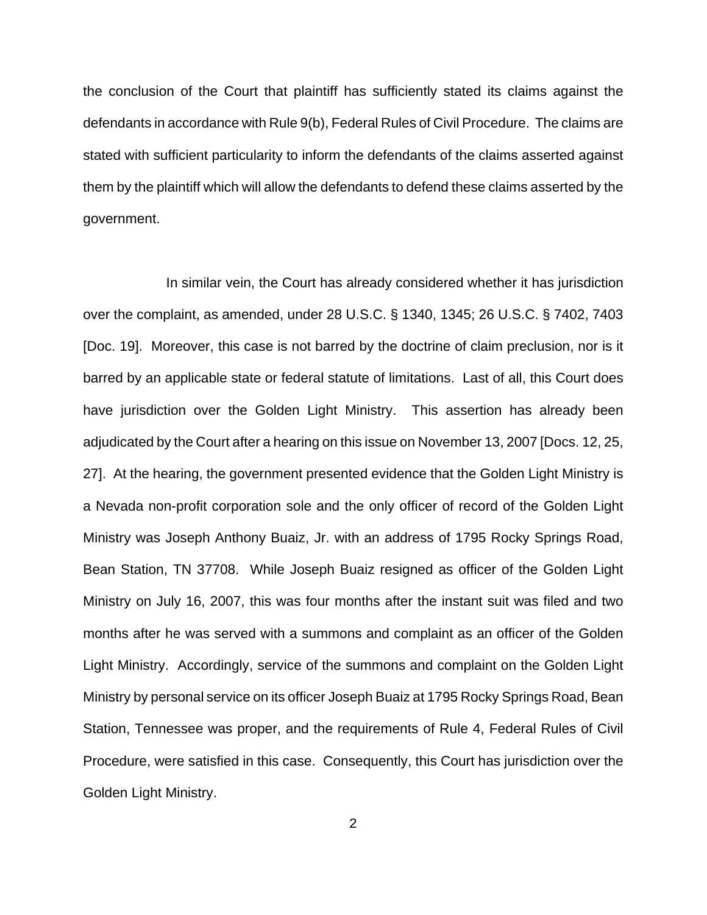the conclusion of the Court that plaintiff has sufficiently stated its claims against the defendants in accordance with Rule 9(b), Federal Rules of Civil Procedure. The claims are stated with sufficient particularity to inform the defendants of the claims asserted against them by the plaintiff which will allow the defendants to defend these claims asserted by the government.

In similar vein, the Court has already considered whether it has jurisdiction over the complaint, as amended, under 28 U.S.C. § 1340, 1345; 26 U.S.C. § 7402, 7403 [Doc. 19]. Moreover, this case is not barred by the doctrine of claim preclusion, nor is it barred by an applicable state or federal statute of limitations. Last of all, this Court does have jurisdiction over the Golden Light Ministry. This assertion has already been adjudicated by the Court after a hearing on this issue on November 13, 2007 [Docs. 12, 25, 27]. At the hearing, the government presented evidence that the Golden Light Ministry is a Nevada non-profit corporation sole and the only officer of record of the Golden Light Ministry was Joseph Anthony Buaiz, Jr. with an address of 1795 Rocky Springs Road, Bean Station, TN 37708. While Joseph Buaiz resigned as officer of the Golden Light Ministry on July 16, 2007, this was four months after the instant suit was filed and two months after he was served with a summons and complaint as an officer of the Golden Light Ministry. Accordingly, service of the summons and complaint on the Golden Light Ministry by personal service on its officer Joseph Buaiz at 1795 Rocky Springs Road, Bean Station, Tennessee was proper, and the requirements of Rule 4, Federal Rules of Civil Procedure, were satisfied in this case. Consequently, this Court has jurisdiction over the Golden Light Ministry.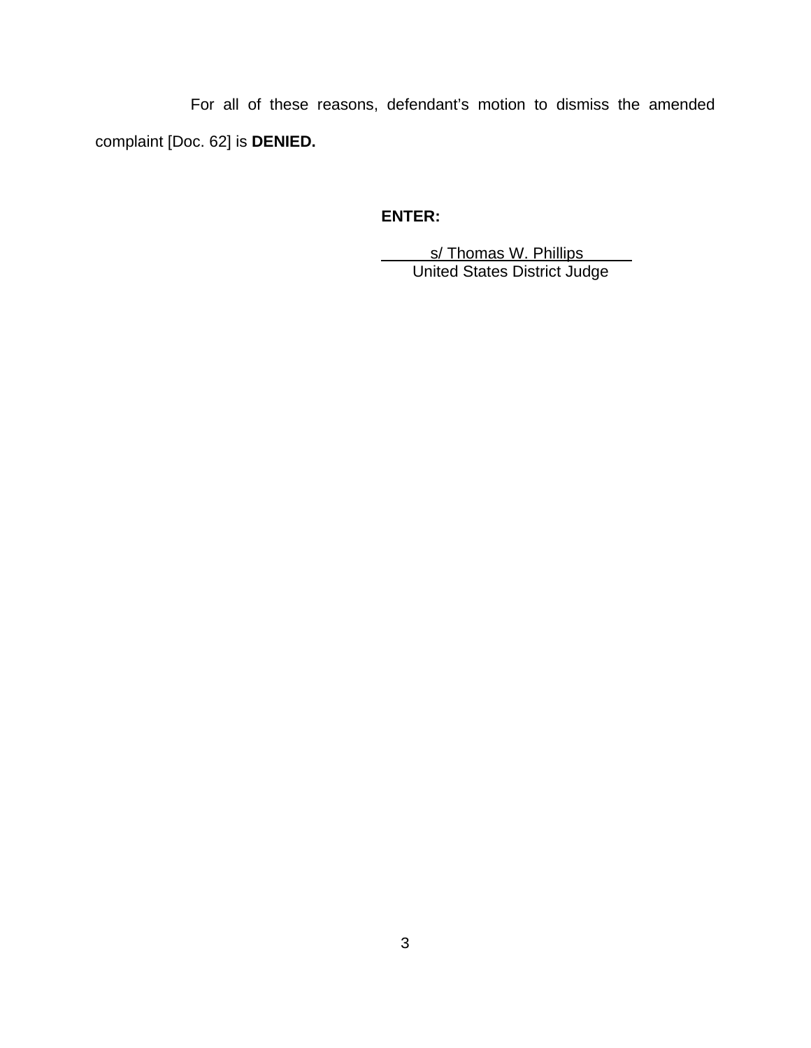For all of these reasons, defendant's motion to dismiss the amended complaint [Doc. 62] is **DENIED.**

**ENTER:**

s/ Thomas W. Phillips
United States District Judge